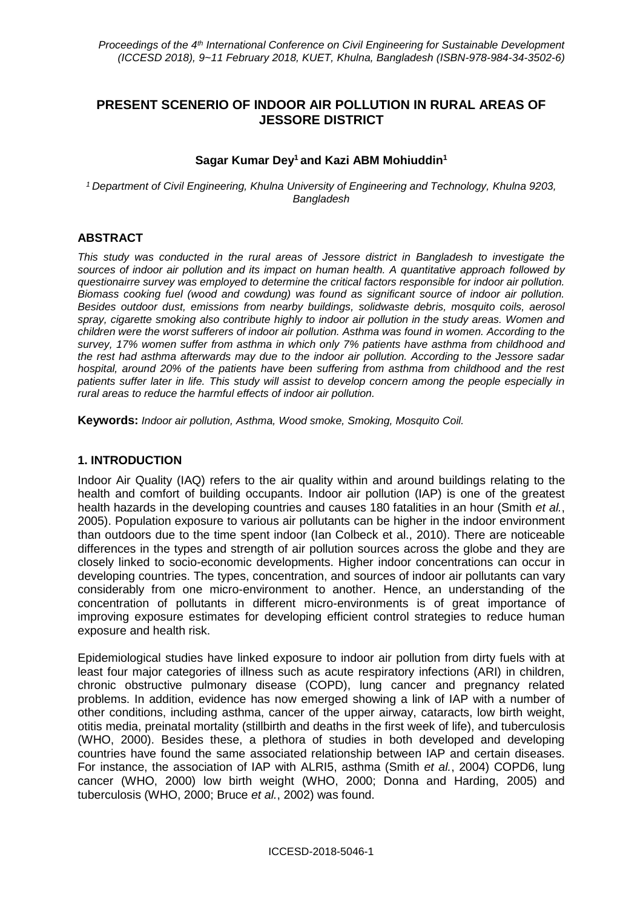# PRESENT SCENERIO OF INDOOR AIR POLLUTION IN RURAL AREAS OF JESSORE DISTRICT

**Sagar Kumar Dey[1] and Kazi ABM Mohiuddin[1]**

*[1] Department of Civil Engineering, Khulna University of Engineering and Technology, Khulna 9203, Bangladesh*

## ABSTRACT

*This study was conducted in the rural areas of Jessore district in Bangladesh to investigate the sources of indoor air pollution and its impact on human health. A quantitative approach followed by questionairre survey was employed to determine the critical factors responsible for indoor air pollution. Biomass cooking fuel (wood and cowdung) was found as significant source of indoor air pollution. Besides outdoor dust, emissions from nearby buildings, solidwaste debris, mosquito coils, aerosol spray, cigarette smoking also contribute highly to indoor air pollution in the study areas. Women and children were the worst sufferers of indoor air pollution. Asthma was found in women. According to the survey, 17% women suffer from asthma in which only 7% patients have asthma from childhood and the rest had asthma afterwards may due to the indoor air pollution. According to the Jessore sadar hospital, around 20% of the patients have been suffering from asthma from childhood and the rest patients suffer later in life. This study will assist to develop concern among the people especially in rural areas to reduce the harmful effects of indoor air pollution.*

**Keywords:** *Indoor air pollution, Asthma, Wood smoke, Smoking, Mosquito Coil.*

## 1. INTRODUCTION

Indoor Air Quality (IAQ) refers to the air quality within and around buildings relating to the health and comfort of building occupants. Indoor air pollution (IAP) is one of the greatest health hazards in the developing countries and causes 180 fatalities in an hour (Smith *et al.*, 2005). Population exposure to various air pollutants can be higher in the indoor environment than outdoors due to the time spent indoor (Ian Colbeck et al., 2010). There are noticeable differences in the types and strength of air pollution sources across the globe and they are closely linked to socio-economic developments. Higher indoor concentrations can occur in developing countries. The types, concentration, and sources of indoor air pollutants can vary considerably from one micro-environment to another. Hence, an understanding of the concentration of pollutants in different micro-environments is of great importance of improving exposure estimates for developing efficient control strategies to reduce human exposure and health risk.

Epidemiological studies have linked exposure to indoor air pollution from dirty fuels with at least four major categories of illness such as acute respiratory infections (ARI) in children, chronic obstructive pulmonary disease (COPD), lung cancer and pregnancy related problems. In addition, evidence has now emerged showing a link of IAP with a number of other conditions, including asthma, cancer of the upper airway, cataracts, low birth weight, otitis media, preinatal mortality (stillbirth and deaths in the first week of life), and tuberculosis (WHO, 2000). Besides these, a plethora of studies in both developed and developing countries have found the same associated relationship between IAP and certain diseases. For instance, the association of IAP with ALRI5, asthma (Smith *et al.*, 2004) COPD6, lung cancer (WHO, 2000) low birth weight (WHO, 2000; Donna and Harding, 2005) and tuberculosis (WHO, 2000; Bruce *et al.*, 2002) was found.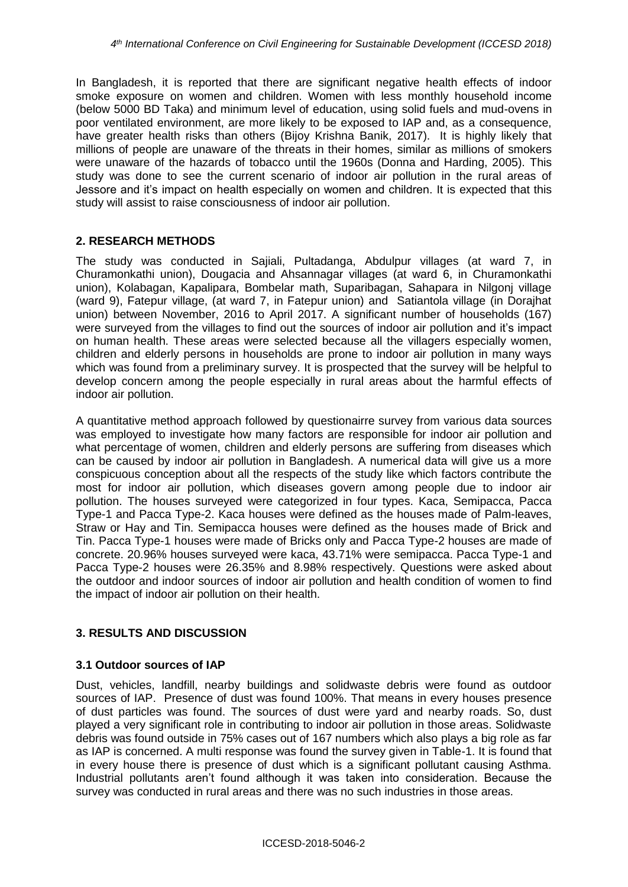In Bangladesh, it is reported that there are significant negative health effects of indoor smoke exposure on women and children. Women with less monthly household income (below 5000 BD Taka) and minimum level of education, using solid fuels and mud-ovens in poor ventilated environment, are more likely to be exposed to IAP and, as a consequence, have greater health risks than others (Bijoy Krishna Banik, 2017). It is highly likely that millions of people are unaware of the threats in their homes, similar as millions of smokers were unaware of the hazards of tobacco until the 1960s (Donna and Harding, 2005). This study was done to see the current scenario of indoor air pollution in the rural areas of Jessore and it's impact on health especially on women and children. It is expected that this study will assist to raise consciousness of indoor air pollution.

## 2. RESEARCH METHODS

The study was conducted in Sajiali, Pultadanga, Abdulpur villages (at ward 7, in Churamonkathi union), Dougacia and Ahsannagar villages (at ward 6, in Churamonkathi union), Kolabagan, Kapalipara, Bombelar math, Suparibagan, Sahapara in Nilgonj village (ward 9), Fatepur village, (at ward 7, in Fatepur union) and Satiantola village (in Dorajhat union) between November, 2016 to April 2017. A significant number of households (167) were surveyed from the villages to find out the sources of indoor air pollution and it's impact on human health. These areas were selected because all the villagers especially women, children and elderly persons in households are prone to indoor air pollution in many ways which was found from a preliminary survey. It is prospected that the survey will be helpful to develop concern among the people especially in rural areas about the harmful effects of indoor air pollution.

A quantitative method approach followed by questionairre survey from various data sources was employed to investigate how many factors are responsible for indoor air pollution and what percentage of women, children and elderly persons are suffering from diseases which can be caused by indoor air pollution in Bangladesh. A numerical data will give us a more conspicuous conception about all the respects of the study like which factors contribute the most for indoor air pollution, which diseases govern among people due to indoor air pollution. The houses surveyed were categorized in four types. Kaca, Semipacca, Pacca Type-1 and Pacca Type-2. Kaca houses were defined as the houses made of Palm-leaves, Straw or Hay and Tin. Semipacca houses were defined as the houses made of Brick and Tin. Pacca Type-1 houses were made of Bricks only and Pacca Type-2 houses are made of concrete. 20.96% houses surveyed were kaca, 43.71% were semipacca. Pacca Type-1 and Pacca Type-2 houses were 26.35% and 8.98% respectively. Questions were asked about the outdoor and indoor sources of indoor air pollution and health condition of women to find the impact of indoor air pollution on their health.

## 3. RESULTS AND DISCUSSION

### 3.1 Outdoor sources of IAP

Dust, vehicles, landfill, nearby buildings and solidwaste debris were found as outdoor sources of IAP. Presence of dust was found 100%. That means in every houses presence of dust particles was found. The sources of dust were yard and nearby roads. So, dust played a very significant role in contributing to indoor air pollution in those areas. Solidwaste debris was found outside in 75% cases out of 167 numbers which also plays a big role as far as IAP is concerned. A multi response was found the survey given in Table-1. It is found that in every house there is presence of dust which is a significant pollutant causing Asthma. Industrial pollutants aren't found although it was taken into consideration. Because the survey was conducted in rural areas and there was no such industries in those areas.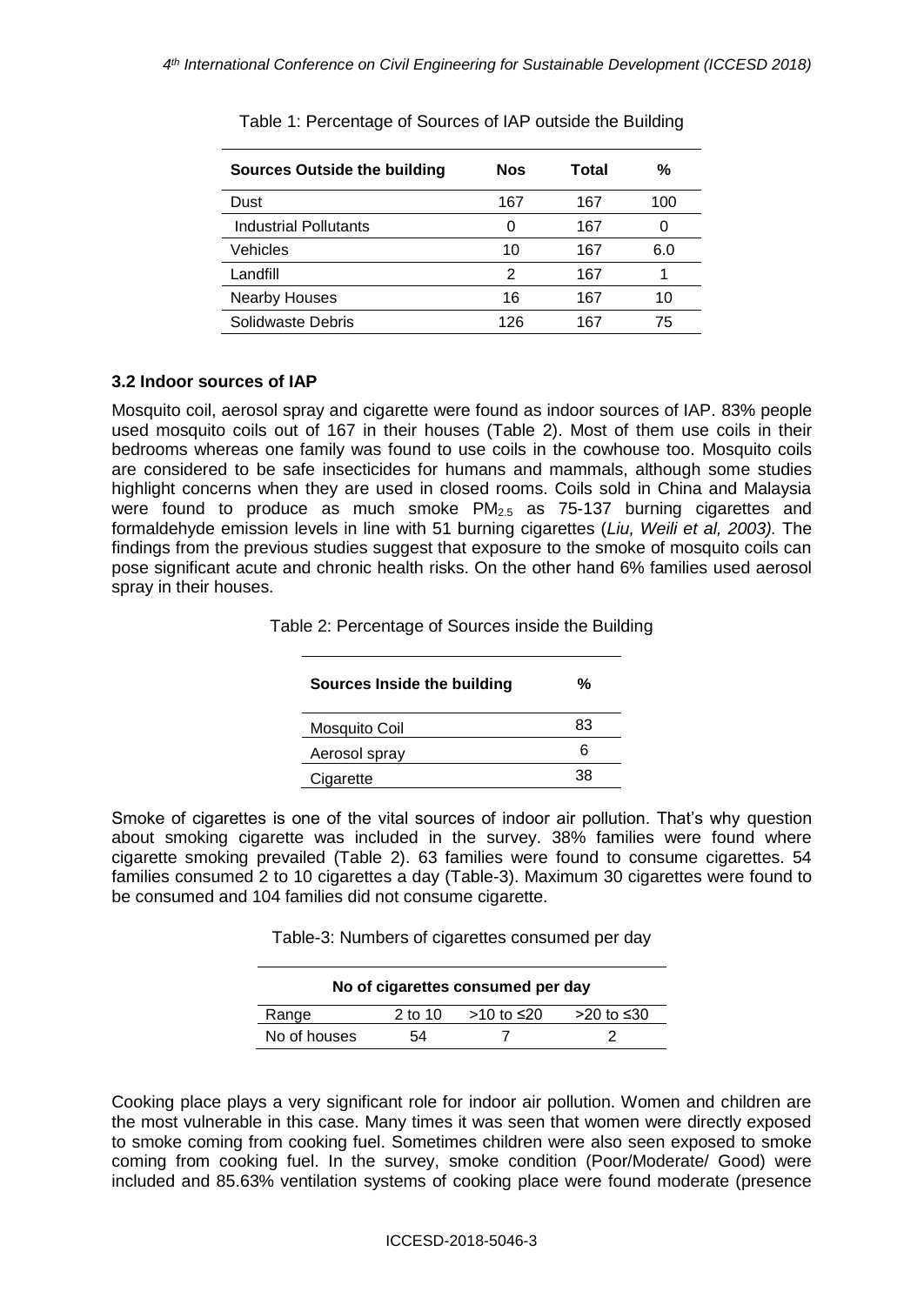Table 1: Percentage of Sources of IAP outside the Building

| Sources Outside the building | Nos | Total | % |
|---|---|---|---|
| Dust | 167 | 167 | 100 |
| Industrial Pollutants | 0 | 167 | 0 |
| Vehicles | 10 | 167 | 6.0 |
| Landfill | 2 | 167 | 1 |
| Nearby Houses | 16 | 167 | 10 |
| Solidwaste Debris | 126 | 167 | 75 |

### 3.2 Indoor sources of IAP

Mosquito coil, aerosol spray and cigarette were found as indoor sources of IAP. 83% people used mosquito coils out of 167 in their houses (Table 2). Most of them use coils in their bedrooms whereas one family was found to use coils in the cowhouse too. Mosquito coils are considered to be safe insecticides for humans and mammals, although some studies highlight concerns when they are used in closed rooms. Coils sold in China and Malaysia were found to produce as much smoke $PM_{2.5}$ as 75-137 burning cigarettes and formaldehyde emission levels in line with 51 burning cigarettes (*Liu, Weili et al, 2003).* The findings from the previous studies suggest that exposure to the smoke of mosquito coils can pose significant acute and chronic health risks. On the other hand 6% families used aerosol spray in their houses.

Table 2: Percentage of Sources inside the Building

| Sources Inside the building | % |
|---|---|
| Mosquito Coil | 83 |
| Aerosol spray | 6 |
| Cigarette | 38 |

Smoke of cigarettes is one of the vital sources of indoor air pollution. That's why question about smoking cigarette was included in the survey. 38% families were found where cigarette smoking prevailed (Table 2). 63 families were found to consume cigarettes. 54 families consumed 2 to 10 cigarettes a day (Table-3). Maximum 30 cigarettes were found to be consumed and 104 families did not consume cigarette.

Table-3: Numbers of cigarettes consumed per day

| No of cigarettes consumed per day | | | |
|---|---|---|---|
| Range | 2 to 10 | >10 to ≤20 | >20 to ≤30 |
| No of houses | 54 | 7 | 2 |

Cooking place plays a very significant role for indoor air pollution. Women and children are the most vulnerable in this case. Many times it was seen that women were directly exposed to smoke coming from cooking fuel. Sometimes children were also seen exposed to smoke coming from cooking fuel. In the survey, smoke condition (Poor/Moderate/ Good) were included and 85.63% ventilation systems of cooking place were found moderate (presence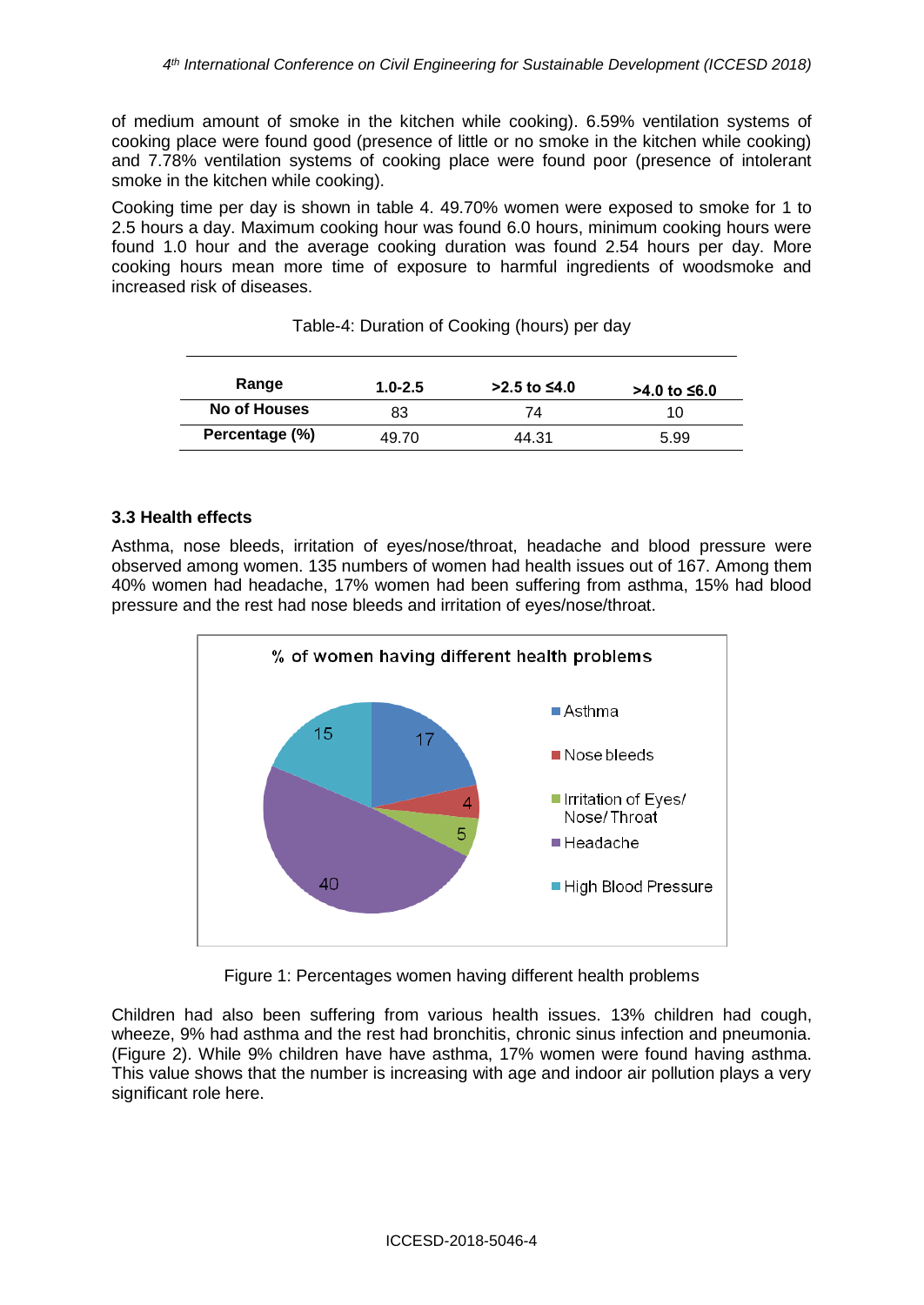of medium amount of smoke in the kitchen while cooking). 6.59% ventilation systems of cooking place were found good (presence of little or no smoke in the kitchen while cooking) and 7.78% ventilation systems of cooking place were found poor (presence of intolerant smoke in the kitchen while cooking).

Cooking time per day is shown in table 4. 49.70% women were exposed to smoke for 1 to 2.5 hours a day. Maximum cooking hour was found 6.0 hours, minimum cooking hours were found 1.0 hour and the average cooking duration was found 2.54 hours per day. More cooking hours mean more time of exposure to harmful ingredients of woodsmoke and increased risk of diseases.

Table-4: Duration of Cooking (hours) per day

| Range | 1.0-2.5 | >2.5 to ≤4.0 | >4.0 to ≤6.0 |
|---|---|---|---|
| No of Houses | 83 | 74 | 10 |
| Percentage (%) | 49.70 | 44.31 | 5.99 |

### 3.3 Health effects

Asthma, nose bleeds, irritation of eyes/nose/throat, headache and blood pressure were observed among women. 135 numbers of women had health issues out of 167. Among them 40% women had headache, 17% women had been suffering from asthma, 15% had blood pressure and the rest had nose bleeds and irritation of eyes/nose/throat.

Figure 1: Percentages women having different health problems

Children had also been suffering from various health issues. 13% children had cough, wheeze, 9% had asthma and the rest had bronchitis, chronic sinus infection and pneumonia. (Figure 2). While 9% children have have asthma, 17% women were found having asthma. This value shows that the number is increasing with age and indoor air pollution plays a very significant role here.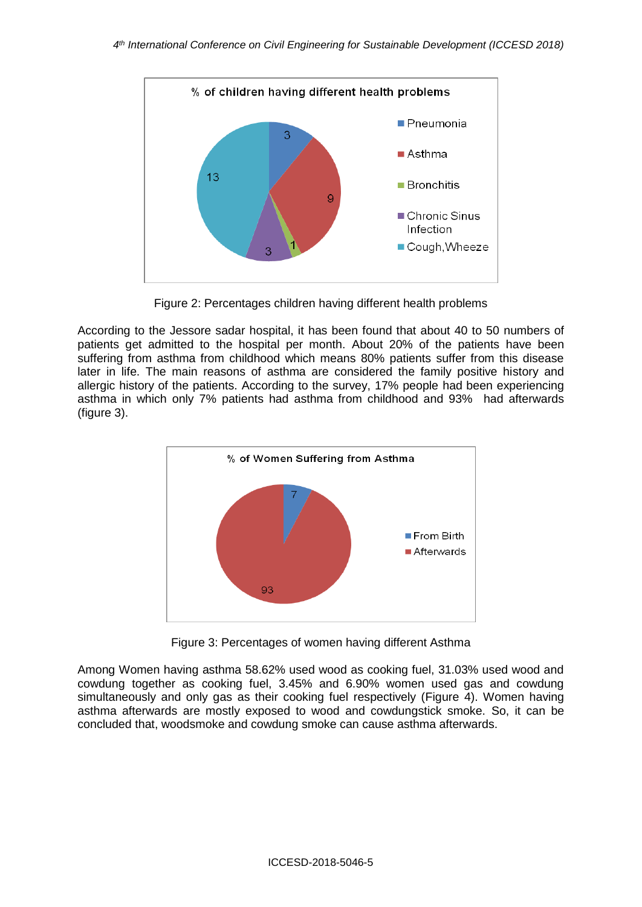Figure 2: Percentages children having different health problems

According to the Jessore sadar hospital, it has been found that about 40 to 50 numbers of patients get admitted to the hospital per month. About 20% of the patients have been suffering from asthma from childhood which means 80% patients suffer from this disease later in life. The main reasons of asthma are considered the family positive history and allergic history of the patients. According to the survey, 17% people had been experiencing asthma in which only 7% patients had asthma from childhood and 93% had afterwards (figure 3).

Figure 3: Percentages of women having different Asthma

Among Women having asthma 58.62% used wood as cooking fuel, 31.03% used wood and cowdung together as cooking fuel, 3.45% and 6.90% women used gas and cowdung simultaneously and only gas as their cooking fuel respectively (Figure 4). Women having asthma afterwards are mostly exposed to wood and cowdungstick smoke. So, it can be concluded that, woodsmoke and cowdung smoke can cause asthma afterwards.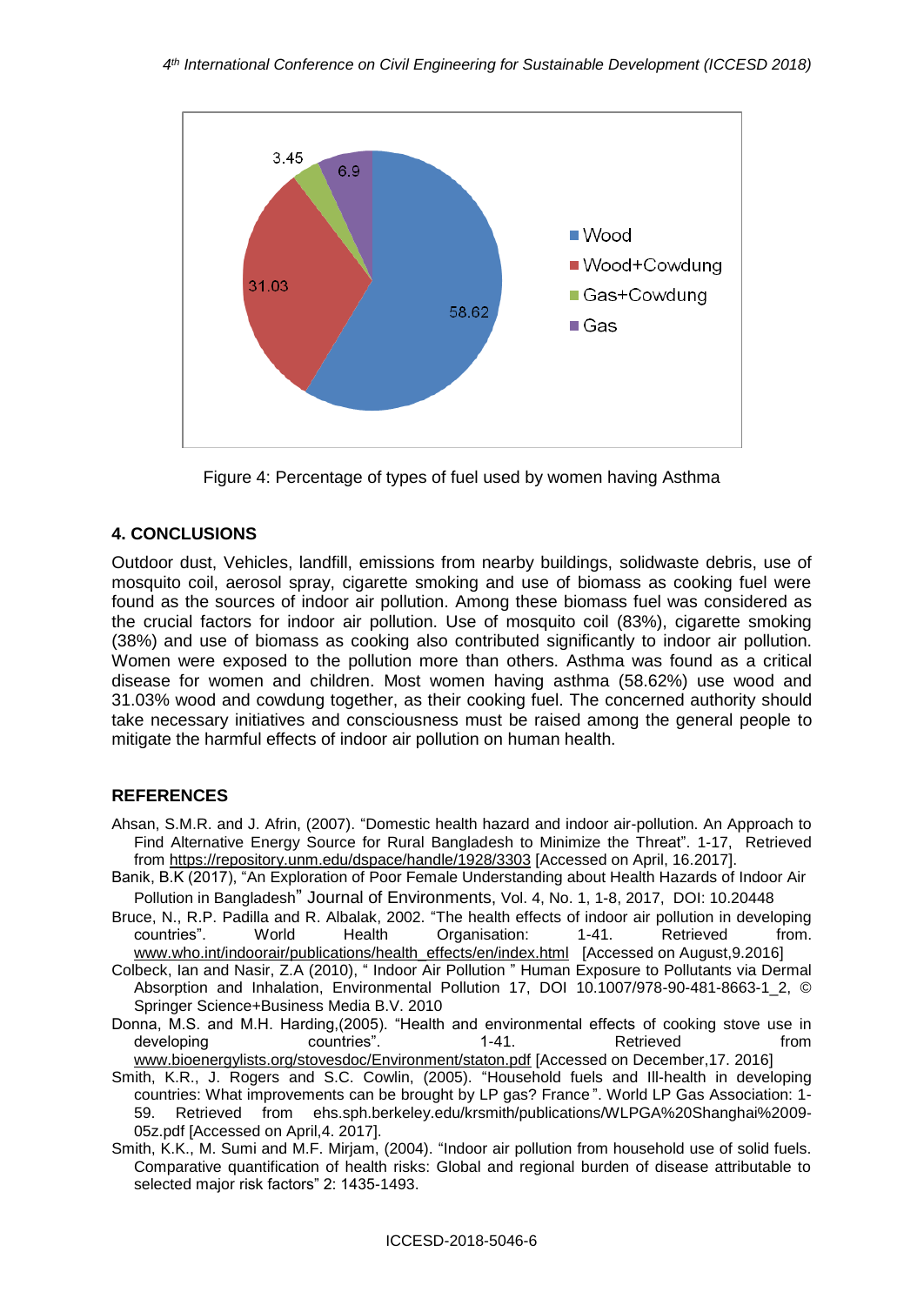Figure 4: Percentage of types of fuel used by women having Asthma

## 4. CONCLUSIONS

Outdoor dust, Vehicles, landfill, emissions from nearby buildings, solidwaste debris, use of mosquito coil, aerosol spray, cigarette smoking and use of biomass as cooking fuel were found as the sources of indoor air pollution. Among these biomass fuel was considered as the crucial factors for indoor air pollution. Use of mosquito coil (83%), cigarette smoking (38%) and use of biomass as cooking also contributed significantly to indoor air pollution. Women were exposed to the pollution more than others. Asthma was found as a critical disease for women and children. Most women having asthma (58.62%) use wood and 31.03% wood and cowdung together, as their cooking fuel. The concerned authority should take necessary initiatives and consciousness must be raised among the general people to mitigate the harmful effects of indoor air pollution on human health.

## REFERENCES

Ahsan, S.M.R. and J. Afrin, (2007). "Domestic health hazard and indoor air-pollution. An Approach to Find Alternative Energy Source for Rural Bangladesh to Minimize the Threat". 1-17, Retrieved from https://repository.unm.edu/dspace/handle/1928/3303 [Accessed on April, 16.2017].

Banik, B.K (2017), "An Exploration of Poor Female Understanding about Health Hazards of Indoor Air Pollution in Bangladesh" Journal of Environments, Vol. 4, No. 1, 1-8, 2017, DOI: 10.20448

Bruce, N., R.P. Padilla and R. Albalak, 2002. "The health effects of indoor air pollution in developing countries". World Health Organisation: 1-41. Retrieved from. www.who.int/indoorair/publications/health_effects/en/index.html [Accessed on August,9.2016]

Colbeck, Ian and Nasir, Z.A (2010), " Indoor Air Pollution " Human Exposure to Pollutants via Dermal Absorption and Inhalation, Environmental Pollution 17, DOI 10.1007/978-90-481-8663-1_2, © Springer Science+Business Media B.V. 2010

Donna, M.S. and M.H. Harding,(2005). "Health and environmental effects of cooking stove use in developing countries". 1-41. Retrieved from www.bioenergylists.org/stovesdoc/Environment/staton.pdf [Accessed on December,17. 2016]

Smith, K.R., J. Rogers and S.C. Cowlin, (2005). "Household fuels and Ill-health in developing countries: What improvements can be brought by LP gas? France". World LP Gas Association: 1-59. Retrieved from ehs.sph.berkeley.edu/krsmith/publications/WLPGA%20Shanghai%2009-05z.pdf [Accessed on April,4. 2017].

Smith, K.K., M. Sumi and M.F. Mirjam, (2004). "Indoor air pollution from household use of solid fuels. Comparative quantification of health risks: Global and regional burden of disease attributable to selected major risk factors" 2: 1435-1493.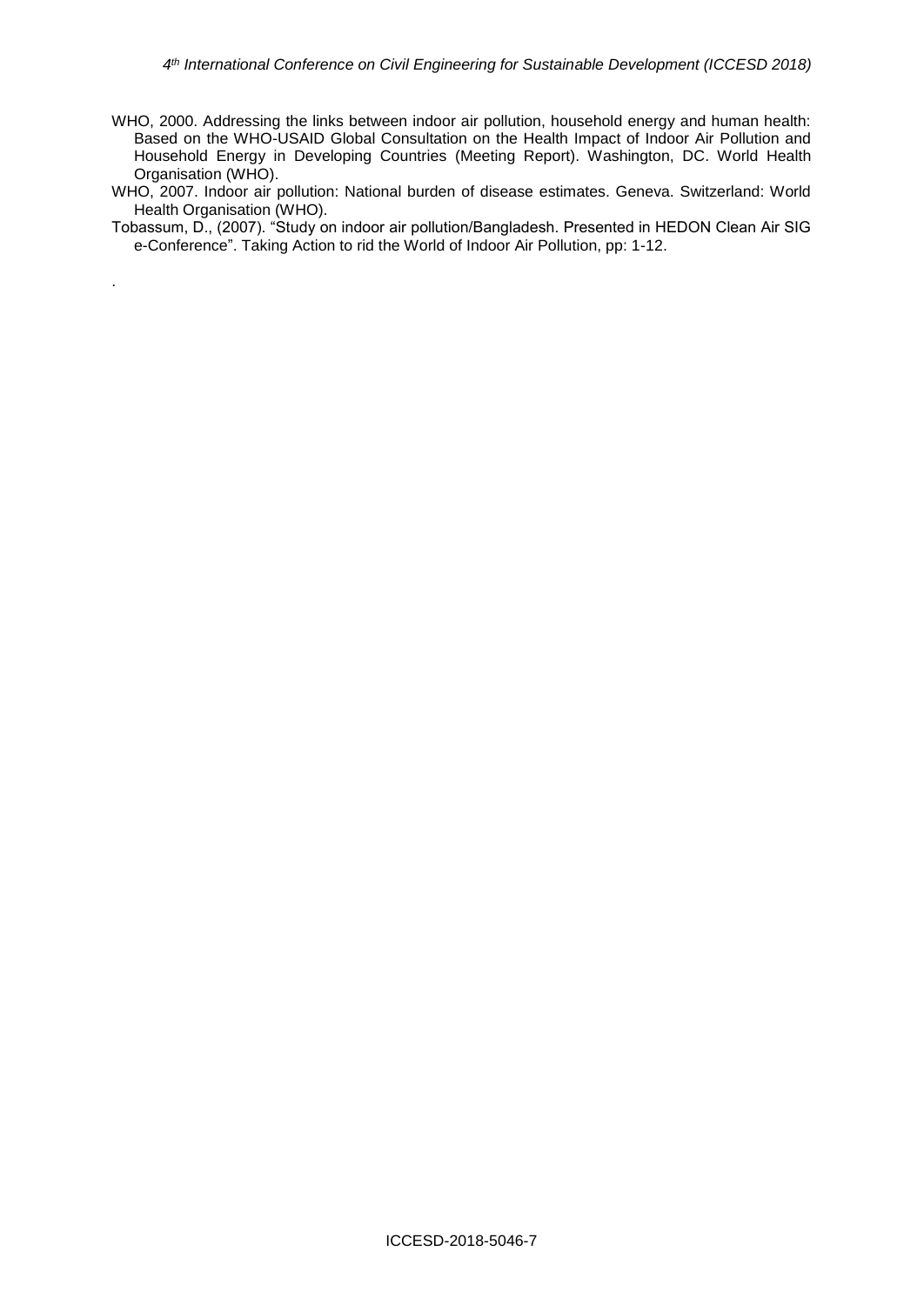WHO, 2000. Addressing the links between indoor air pollution, household energy and human health: Based on the WHO-USAID Global Consultation on the Health Impact of Indoor Air Pollution and Household Energy in Developing Countries (Meeting Report). Washington, DC. World Health Organisation (WHO).

WHO, 2007. Indoor air pollution: National burden of disease estimates. Geneva. Switzerland: World Health Organisation (WHO).

Tobassum, D., (2007). "Study on indoor air pollution/Bangladesh. Presented in HEDON Clean Air SIG e-Conference". Taking Action to rid the World of Indoor Air Pollution, pp: 1-12.

.